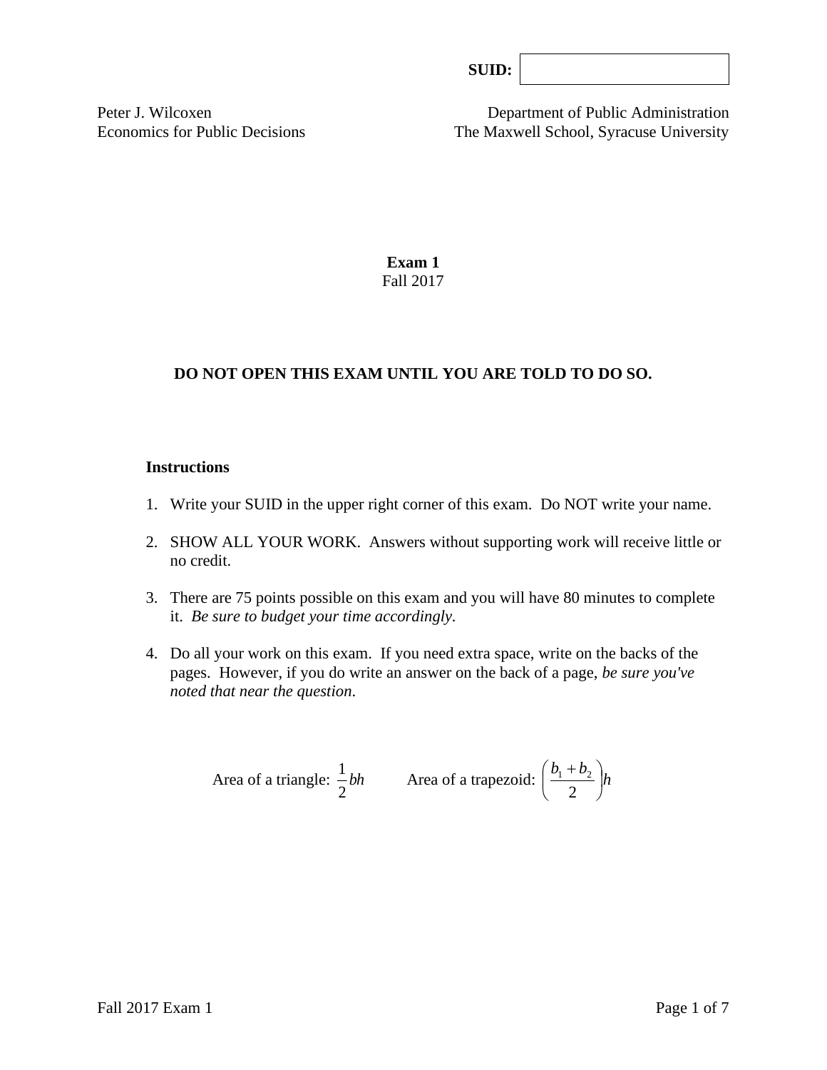**SUID:** 

Peter J. Wilcoxen
Economics for Public Decisions

Department of Public Administration
The Maxwell School, Syracuse University

# Exam 1

Fall 2017

**DO NOT OPEN THIS EXAM UNTIL YOU ARE TOLD TO DO SO.**

**Instructions**

1. Write your SUID in the upper right corner of this exam. Do NOT write your name.
2. SHOW ALL YOUR WORK. Answers without supporting work will receive little or no credit.
3. There are 75 points possible on this exam and you will have 80 minutes to complete it. *Be sure to budget your time accordingly*.
4. Do all your work on this exam. If you need extra space, write on the backs of the pages. However, if you do write an answer on the back of a page, *be sure you've noted that near the question*.

Area of a triangle: $\frac{1}{2}bh$ Area of a trapezoid: $\left(\frac{b_1 + b_2}{2}\right)h$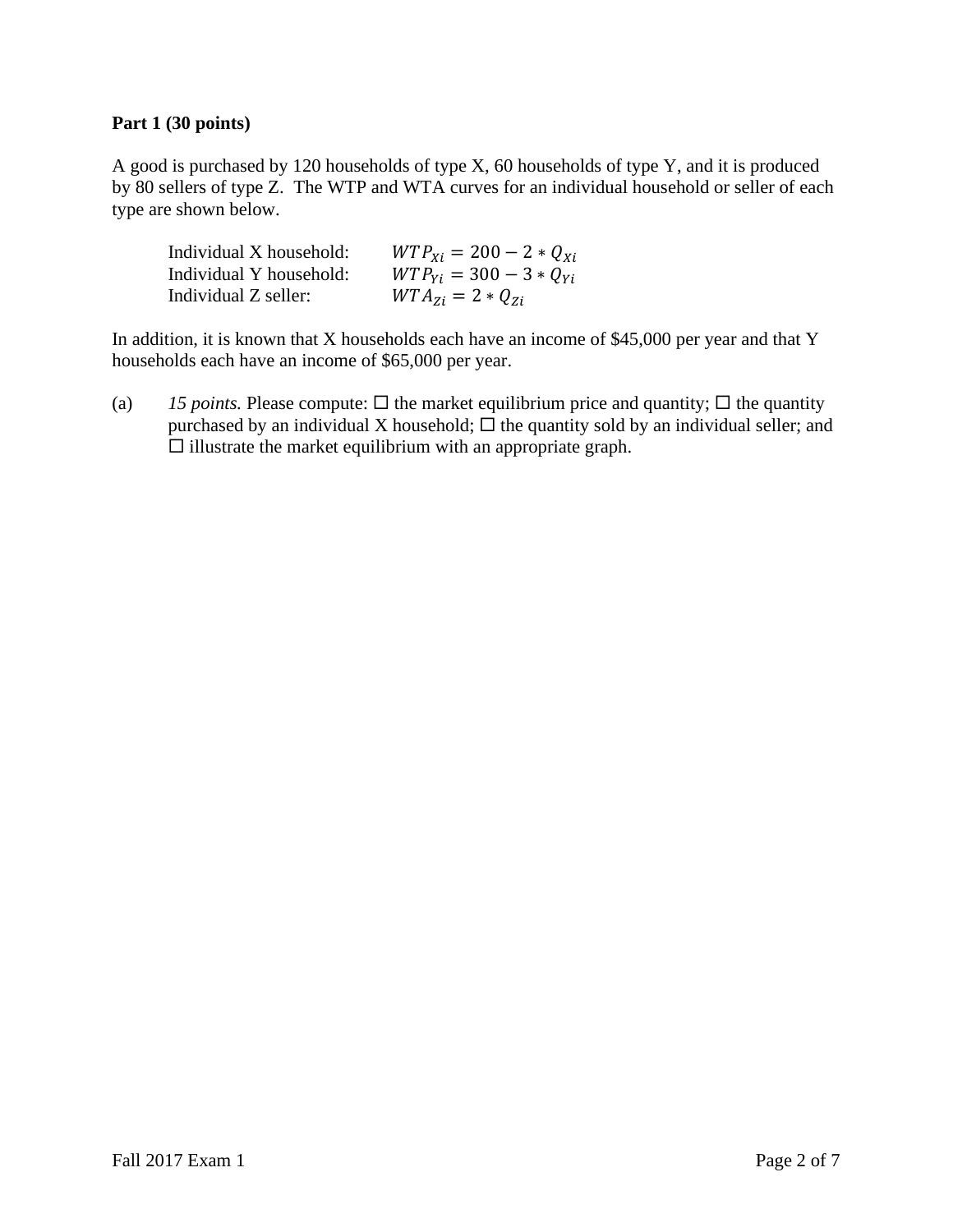**Part 1 (30 points)**

A good is purchased by 120 households of type X, 60 households of type Y, and it is produced by 80 sellers of type Z. The WTP and WTA curves for an individual household or seller of each type are shown below.

Individual X household: $WTP_{Xi} = 200 - 2 * Q_{Xi}$
Individual Y household: $WTP_{Yi} = 300 - 3 * Q_{Yi}$
Individual Z seller: $WTA_{Zi} = 2 * Q_{Zi}$

In addition, it is known that X households each have an income of $45,000 per year and that Y households each have an income of $65,000 per year.

(a) *15 points.* Please compute: ☐ the market equilibrium price and quantity; ☐ the quantity purchased by an individual X household; ☐ the quantity sold by an individual seller; and ☐ illustrate the market equilibrium with an appropriate graph.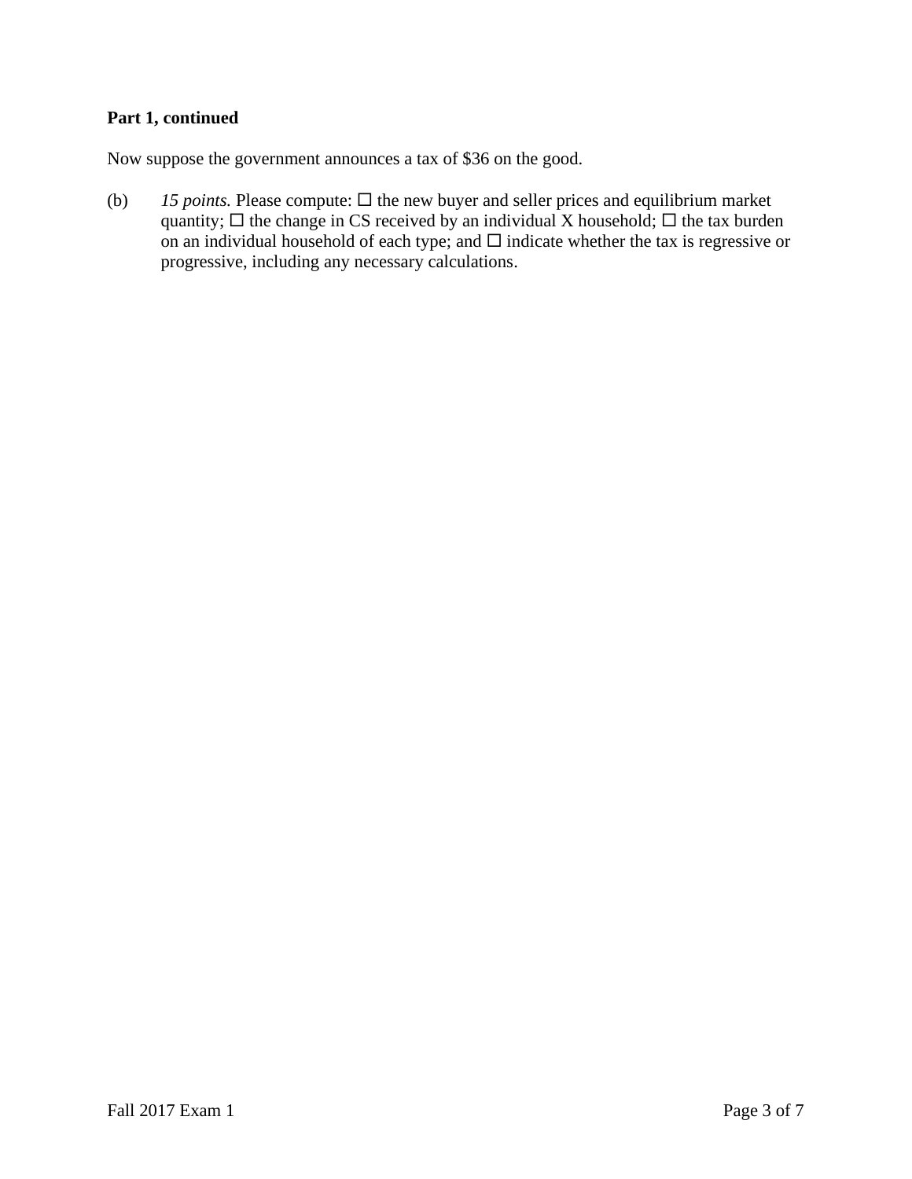**Part 1, continued**

Now suppose the government announces a tax of $36 on the good.

(b) *15 points.* Please compute: ☐ the new buyer and seller prices and equilibrium market quantity; ☐ the change in CS received by an individual X household; ☐ the tax burden on an individual household of each type; and ☐ indicate whether the tax is regressive or progressive, including any necessary calculations.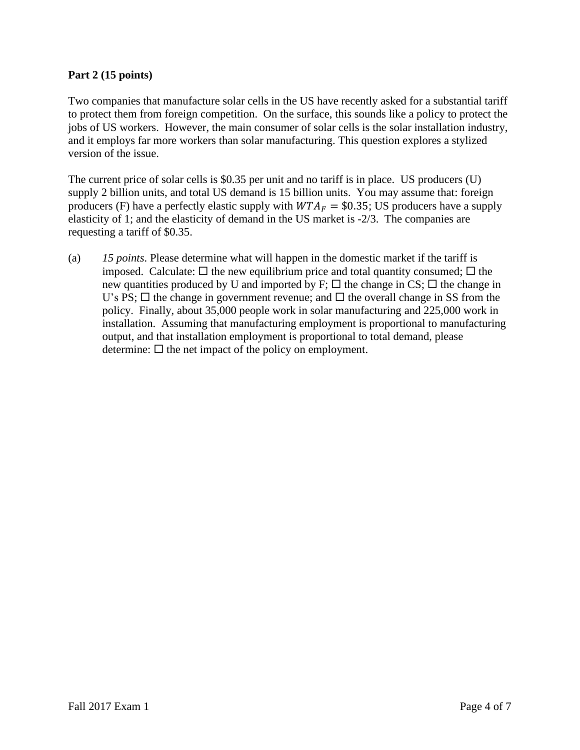**Part 2 (15 points)**

Two companies that manufacture solar cells in the US have recently asked for a substantial tariff to protect them from foreign competition. On the surface, this sounds like a policy to protect the jobs of US workers. However, the main consumer of solar cells is the solar installation industry, and it employs far more workers than solar manufacturing. This question explores a stylized version of the issue.

The current price of solar cells is \$0.35 per unit and no tariff is in place. US producers (U) supply 2 billion units, and total US demand is 15 billion units. You may assume that: foreign producers (F) have a perfectly elastic supply with $WTA_F = \$0.35$; US producers have a supply elasticity of 1; and the elasticity of demand in the US market is -2/3. The companies are requesting a tariff of \$0.35.

(a) *15 points*. Please determine what will happen in the domestic market if the tariff is imposed. Calculate: ☐ the new equilibrium price and total quantity consumed; ☐ the new quantities produced by U and imported by F; ☐ the change in CS; ☐ the change in U's PS; ☐ the change in government revenue; and ☐ the overall change in SS from the policy. Finally, about 35,000 people work in solar manufacturing and 225,000 work in installation. Assuming that manufacturing employment is proportional to manufacturing output, and that installation employment is proportional to total demand, please determine: ☐ the net impact of the policy on employment.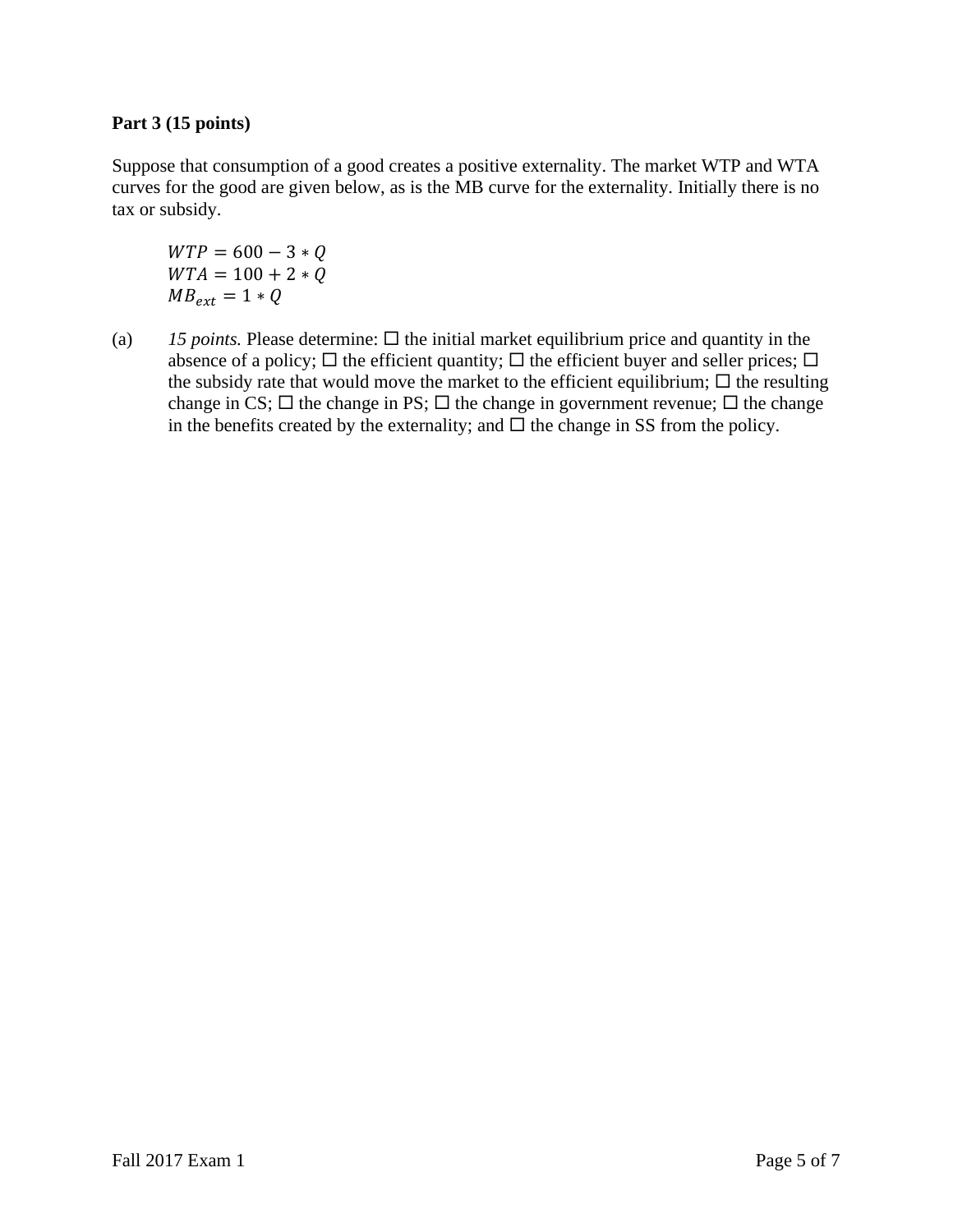**Part 3 (15 points)**

Suppose that consumption of a good creates a positive externality. The market WTP and WTA curves for the good are given below, as is the MB curve for the externality. Initially there is no tax or subsidy.

$$WTP = 600 - 3 * Q$$
$$WTA = 100 + 2 * Q$$
$$MB_{ext} = 1 * Q$$

(a) *15 points.* Please determine: ☐ the initial market equilibrium price and quantity in the absence of a policy; ☐ the efficient quantity; ☐ the efficient buyer and seller prices; ☐ the subsidy rate that would move the market to the efficient equilibrium; ☐ the resulting change in CS; ☐ the change in PS; ☐ the change in government revenue; ☐ the change in the benefits created by the externality; and ☐ the change in SS from the policy.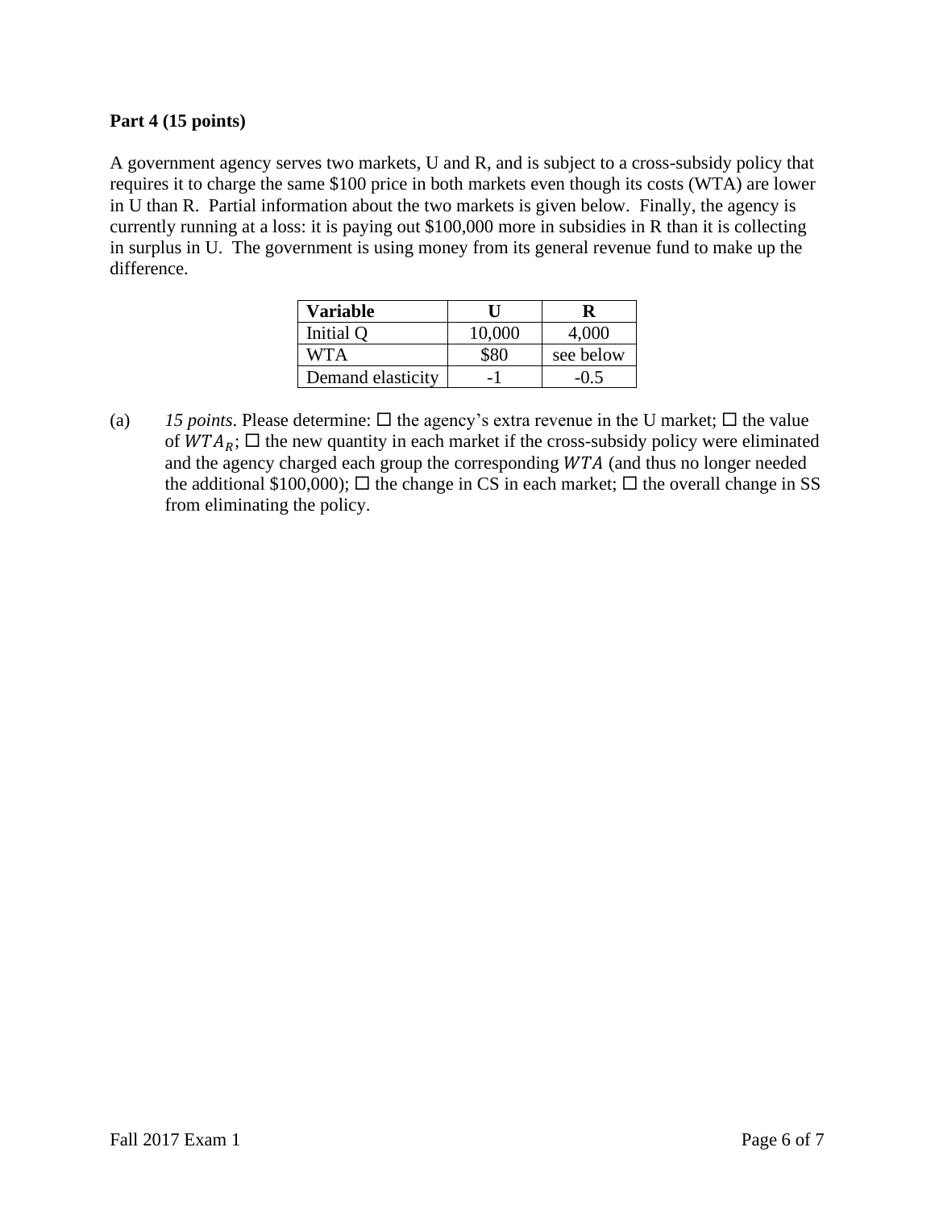**Part 4 (15 points)**

A government agency serves two markets, U and R, and is subject to a cross-subsidy policy that requires it to charge the same $100 price in both markets even though its costs (WTA) are lower in U than R. Partial information about the two markets is given below. Finally, the agency is currently running at a loss: it is paying out $100,000 more in subsidies in R than it is collecting in surplus in U. The government is using money from its general revenue fund to make up the difference.

| Variable | U | R |
|---|---|---|
| Initial Q | 10,000 | 4,000 |
| WTA | $80 | see below |
| Demand elasticity | -1 | -0.5 |

(a) *15 points*. Please determine: ☐ the agency's extra revenue in the U market; ☐ the value of $WTA_R$; ☐ the new quantity in each market if the cross-subsidy policy were eliminated and the agency charged each group the corresponding $WTA$ (and thus no longer needed the additional $100,000); ☐ the change in CS in each market; ☐ the overall change in SS from eliminating the policy.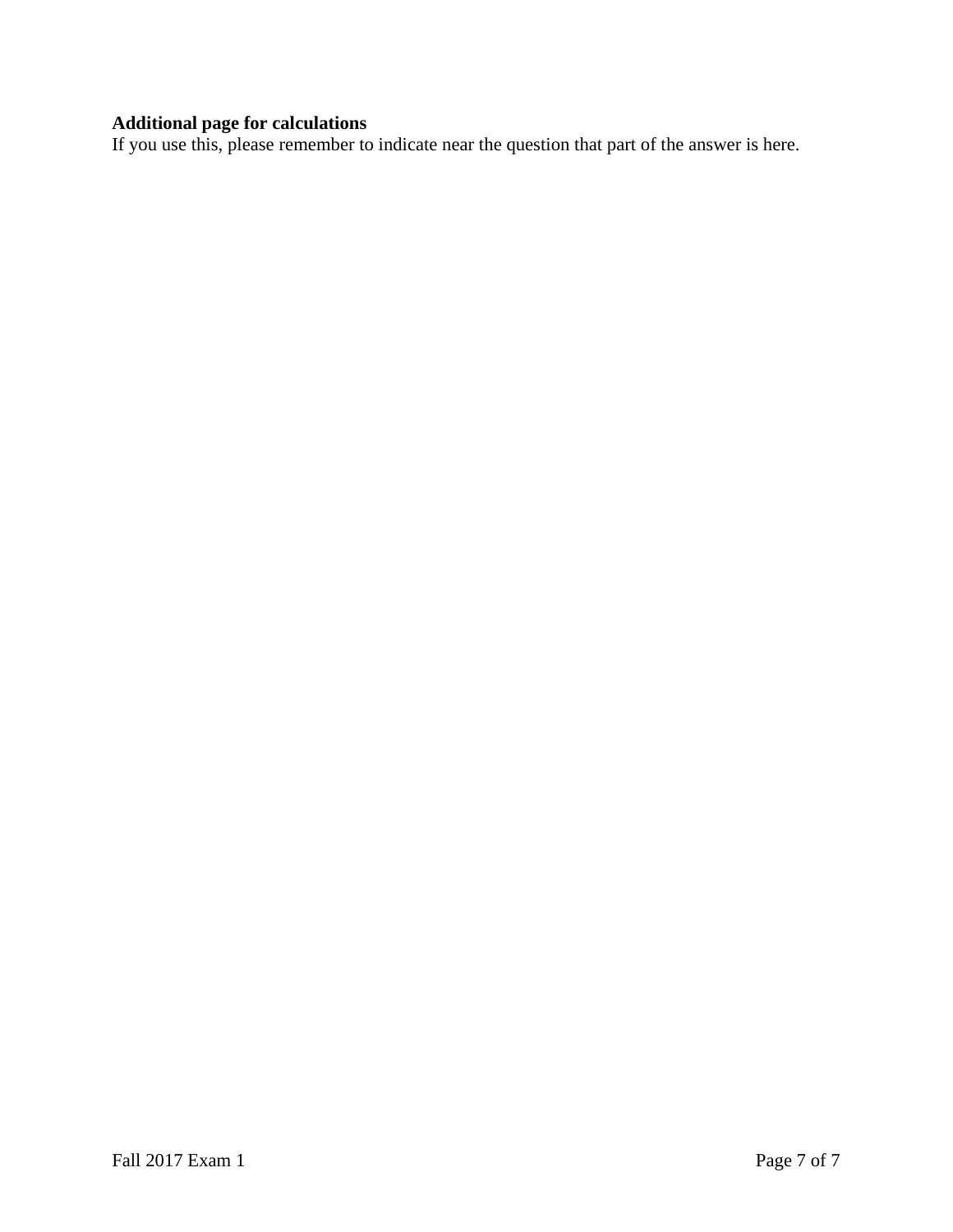**Additional page for calculations**

If you use this, please remember to indicate near the question that part of the answer is here.